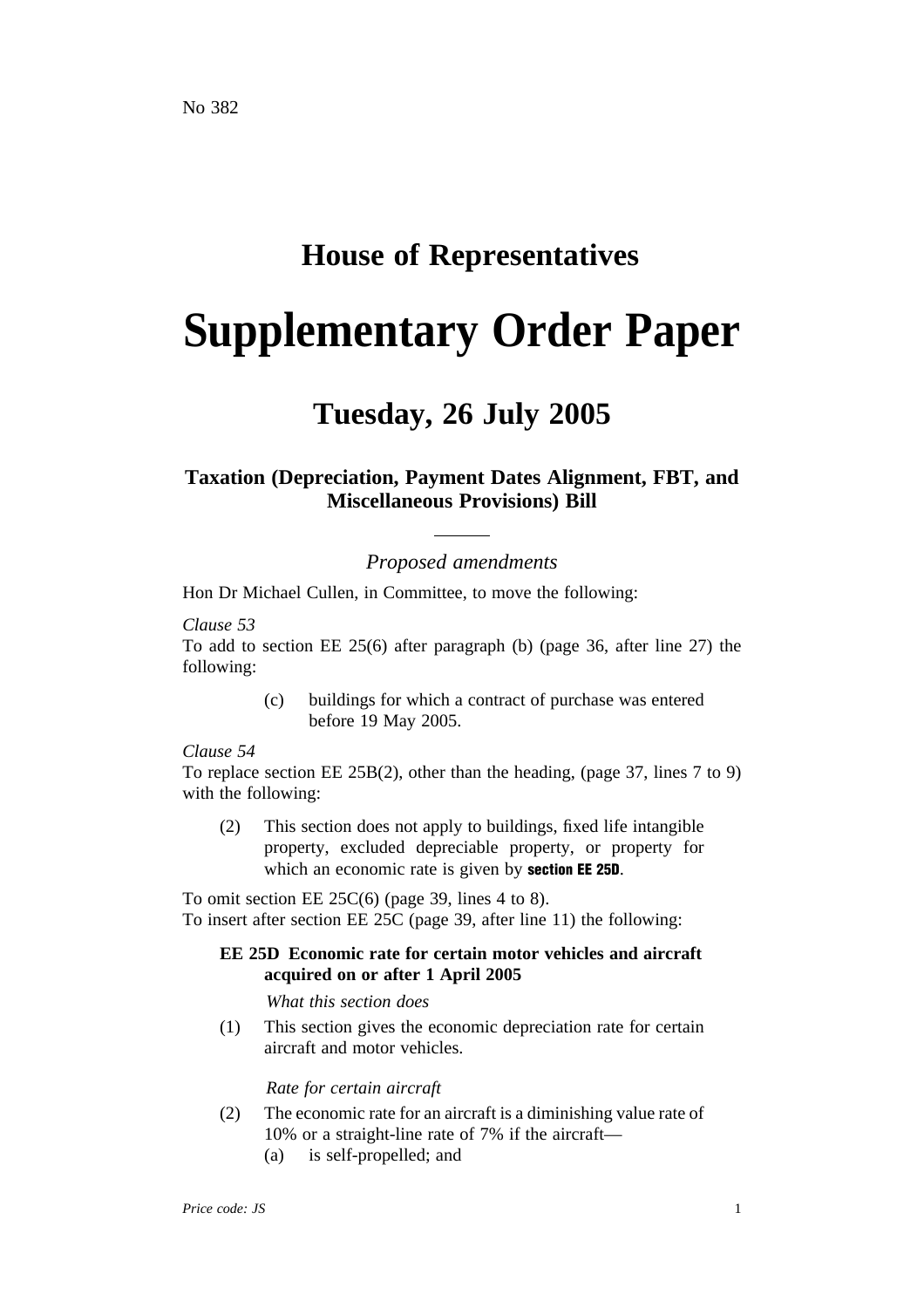No 382

# House of Representatives

# Supplementary Order Paper

## Tuesday, 26 July 2005

### Taxation (Depreciation, Payment Dates Alignment, FBT, and Miscellaneous Provisions) Bill

*Proposed amendments*

Hon Dr Michael Cullen, in Committee, to move the following:

*Clause 53*

To add to section EE 25(6) after paragraph (b) (page 36, after line 27) the following:

> (c) buildings for which a contract of purchase was entered before 19 May 2005.

*Clause 54*

To replace section EE 25B(2), other than the heading, (page 37, lines 7 to 9) with the following:

> (2) This section does not apply to buildings, fixed life intangible property, excluded depreciable property, or property for which an economic rate is given by **section EE 25D**.

To omit section EE 25C(6) (page 39, lines 4 to 8).

To insert after section EE 25C (page 39, after line 11) the following:

> **EE 25D Economic rate for certain motor vehicles and aircraft acquired on or after 1 April 2005**
>
> *What this section does*
>
> (1) This section gives the economic depreciation rate for certain aircraft and motor vehicles.
>
> *Rate for certain aircraft*
>
> (2) The economic rate for an aircraft is a diminishing value rate of 10% or a straight-line rate of 7% if the aircraft—
>
> (a) is self-propelled; and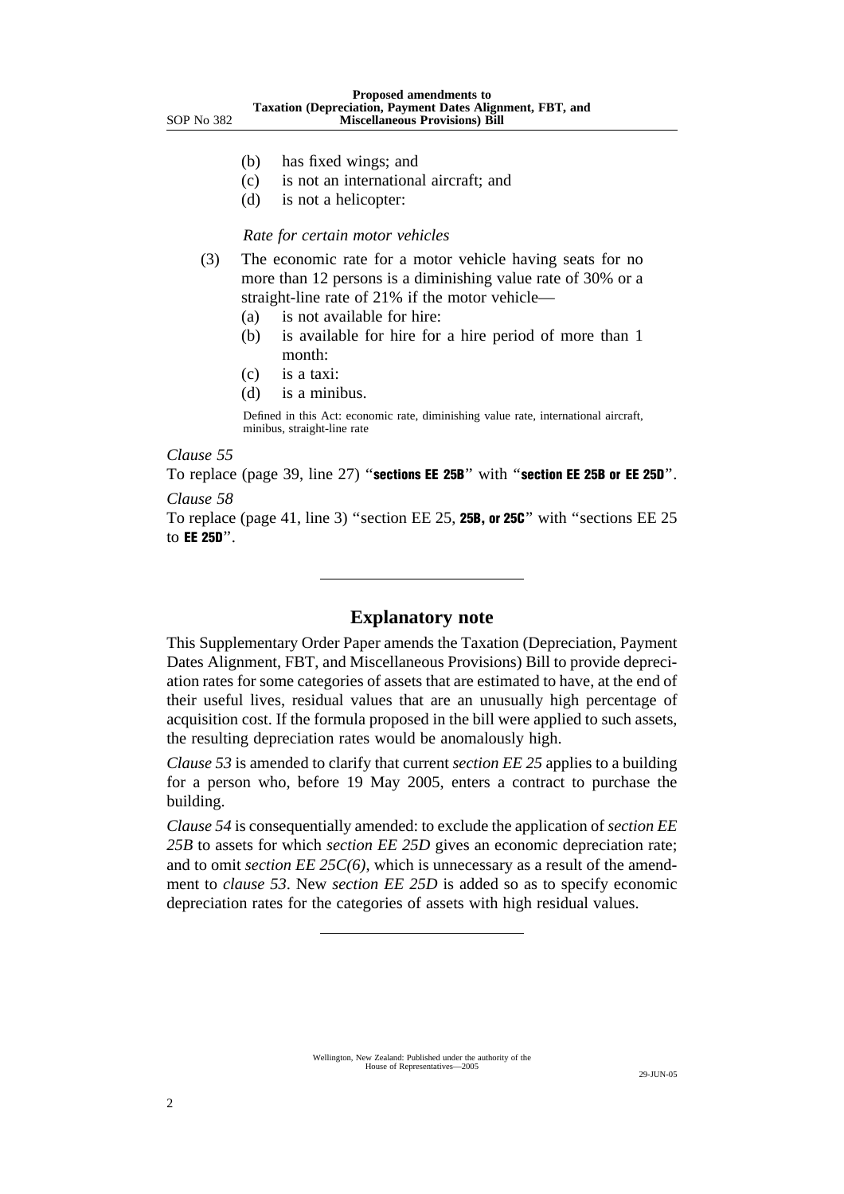(b) has fixed wings; and
(c) is not an international aircraft; and
(d) is not a helicopter:

*Rate for certain motor vehicles*

(3) The economic rate for a motor vehicle having seats for no more than 12 persons is a diminishing value rate of 30% or a straight-line rate of 21% if the motor vehicle—
(a) is not available for hire:
(b) is available for hire for a hire period of more than 1 month:
(c) is a taxi:
(d) is a minibus.

Defined in this Act: economic rate, diminishing value rate, international aircraft, minibus, straight-line rate

*Clause 55*

To replace (page 39, line 27) "**sections EE 25B**" with "**section EE 25B or EE 25D**".

*Clause 58*

To replace (page 41, line 3) "section EE 25, **25B, or 25C**" with "sections EE 25 to **EE 25D**".

---

## Explanatory note

This Supplementary Order Paper amends the Taxation (Depreciation, Payment Dates Alignment, FBT, and Miscellaneous Provisions) Bill to provide depreciation rates for some categories of assets that are estimated to have, at the end of their useful lives, residual values that are an unusually high percentage of acquisition cost. If the formula proposed in the bill were applied to such assets, the resulting depreciation rates would be anomalously high.

*Clause 53* is amended to clarify that current *section EE 25* applies to a building for a person who, before 19 May 2005, enters a contract to purchase the building.

*Clause 54* is consequentially amended: to exclude the application of *section EE 25B* to assets for which *section EE 25D* gives an economic depreciation rate; and to omit *section EE 25C(6)*, which is unnecessary as a result of the amendment to *clause 53*. New *section EE 25D* is added so as to specify economic depreciation rates for the categories of assets with high residual values.

---

Wellington, New Zealand: Published under the authority of the House of Representatives—2005

29-JUN-05